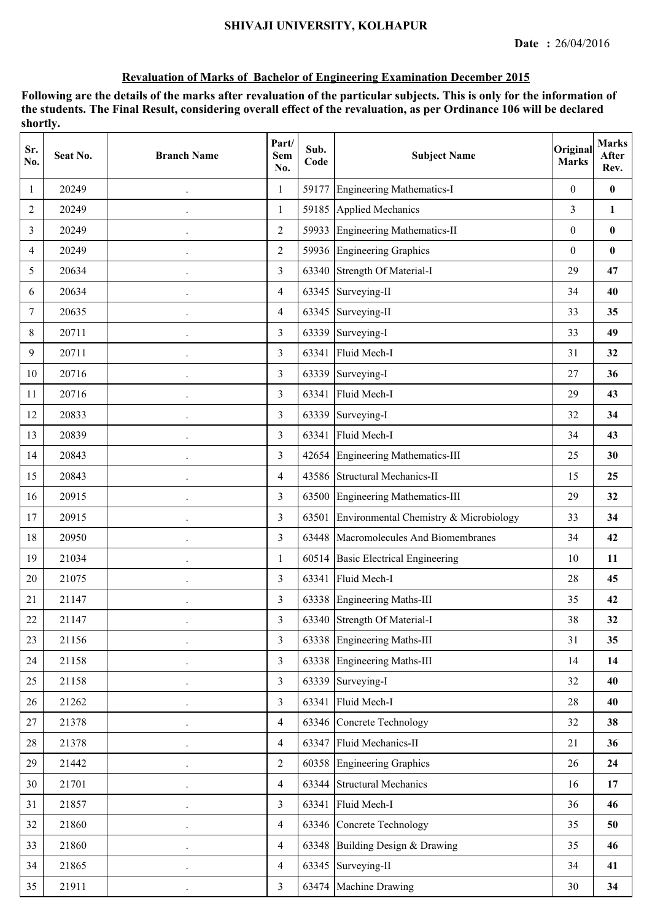# SHIVAJI UNIVERSITY, KOLHAPUR

**Date :** 26/04/2016

## Revaluation of Marks of Bachelor of Engineering Examination December 2015

**Following are the details of the marks after revaluation of the particular subjects. This is only for the information of the students. The Final Result, considering overall effect of the revaluation, as per Ordinance 106 will be declared shortly.**

| Sr. No. | Seat No. | Branch Name | Part/ Sem No. | Sub. Code | Subject Name | Original Marks | Marks After Rev. |
|---|---|---|---|---|---|---|---|
| 1 | 20249 | . | 1 | 59177 | Engineering Mathematics-I | 0 | **0** |
| 2 | 20249 | . | 1 | 59185 | Applied Mechanics | 3 | **1** |
| 3 | 20249 | . | 2 | 59933 | Engineering Mathematics-II | 0 | **0** |
| 4 | 20249 | . | 2 | 59936 | Engineering Graphics | 0 | **0** |
| 5 | 20634 | . | 3 | 63340 | Strength Of Material-I | 29 | **47** |
| 6 | 20634 | . | 4 | 63345 | Surveying-II | 34 | **40** |
| 7 | 20635 | . | 4 | 63345 | Surveying-II | 33 | **35** |
| 8 | 20711 | . | 3 | 63339 | Surveying-I | 33 | **49** |
| 9 | 20711 | . | 3 | 63341 | Fluid Mech-I | 31 | **32** |
| 10 | 20716 | . | 3 | 63339 | Surveying-I | 27 | **36** |
| 11 | 20716 | . | 3 | 63341 | Fluid Mech-I | 29 | **43** |
| 12 | 20833 | . | 3 | 63339 | Surveying-I | 32 | **34** |
| 13 | 20839 | . | 3 | 63341 | Fluid Mech-I | 34 | **43** |
| 14 | 20843 | . | 3 | 42654 | Engineering Mathematics-III | 25 | **30** |
| 15 | 20843 | . | 4 | 43586 | Structural Mechanics-II | 15 | **25** |
| 16 | 20915 | . | 3 | 63500 | Engineering Mathematics-III | 29 | **32** |
| 17 | 20915 | . | 3 | 63501 | Environmental Chemistry & Microbiology | 33 | **34** |
| 18 | 20950 | . | 3 | 63448 | Macromolecules And Biomembranes | 34 | **42** |
| 19 | 21034 | . | 1 | 60514 | Basic Electrical Engineering | 10 | **11** |
| 20 | 21075 | . | 3 | 63341 | Fluid Mech-I | 28 | **45** |
| 21 | 21147 | . | 3 | 63338 | Engineering Maths-III | 35 | **42** |
| 22 | 21147 | . | 3 | 63340 | Strength Of Material-I | 38 | **32** |
| 23 | 21156 | . | 3 | 63338 | Engineering Maths-III | 31 | **35** |
| 24 | 21158 | . | 3 | 63338 | Engineering Maths-III | 14 | **14** |
| 25 | 21158 | . | 3 | 63339 | Surveying-I | 32 | **40** |
| 26 | 21262 | . | 3 | 63341 | Fluid Mech-I | 28 | **40** |
| 27 | 21378 | . | 4 | 63346 | Concrete Technology | 32 | **38** |
| 28 | 21378 | . | 4 | 63347 | Fluid Mechanics-II | 21 | **36** |
| 29 | 21442 | . | 2 | 60358 | Engineering Graphics | 26 | **24** |
| 30 | 21701 | . | 4 | 63344 | Structural Mechanics | 16 | **17** |
| 31 | 21857 | . | 3 | 63341 | Fluid Mech-I | 36 | **46** |
| 32 | 21860 | . | 4 | 63346 | Concrete Technology | 35 | **50** |
| 33 | 21860 | . | 4 | 63348 | Building Design & Drawing | 35 | **46** |
| 34 | 21865 | . | 4 | 63345 | Surveying-II | 34 | **41** |
| 35 | 21911 | . | 3 | 63474 | Machine Drawing | 30 | **34** |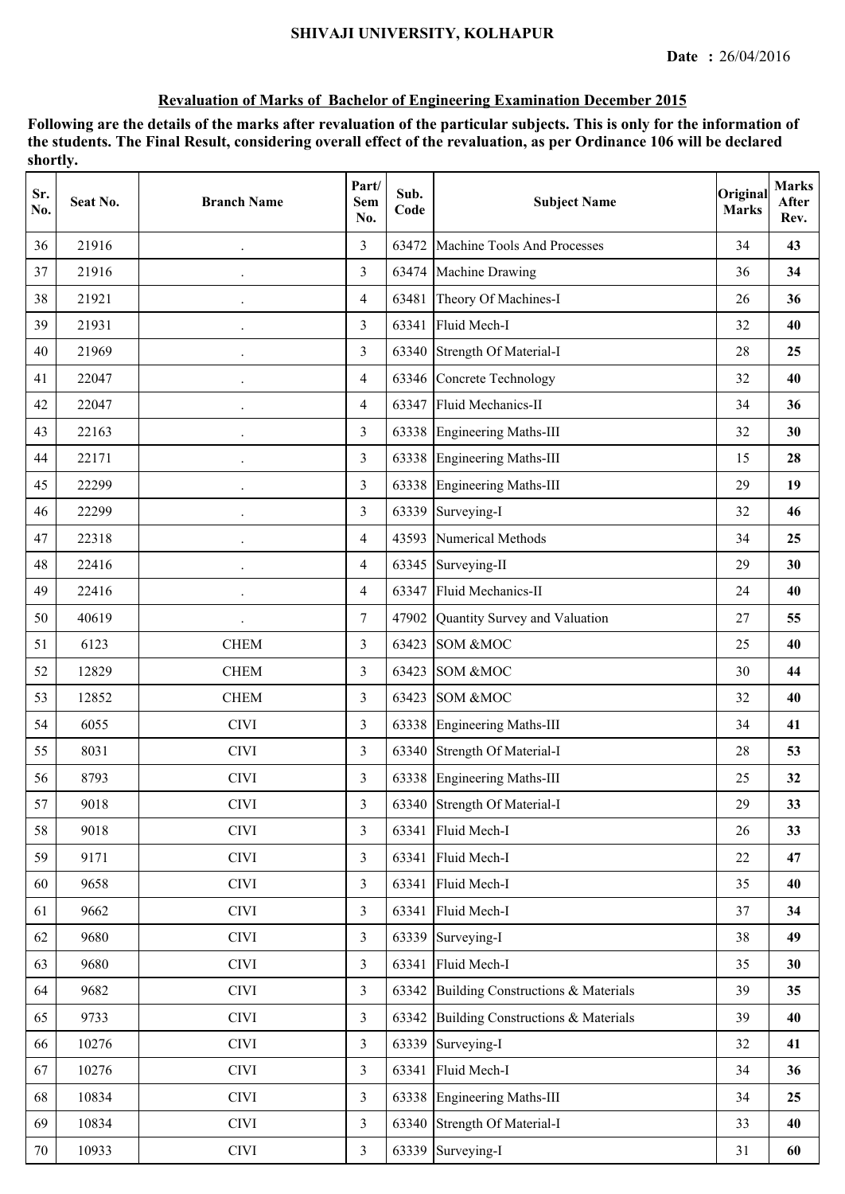SHIVAJI UNIVERSITY, KOLHAPUR

**Date :** 26/04/2016

**Revaluation of Marks of Bachelor of Engineering Examination December 2015**

**Following are the details of the marks after revaluation of the particular subjects. This is only for the information of the students. The Final Result, considering overall effect of the revaluation, as per Ordinance 106 will be declared shortly.**

| Sr. No. | Seat No. | Branch Name | Part/ Sem No. | Sub. Code | Subject Name | Original Marks | Marks After Rev. |
|---|---|---|---|---|---|---|---|
| 36 | 21916 | . | 3 | 63472 | Machine Tools And Processes | 34 | **43** |
| 37 | 21916 | . | 3 | 63474 | Machine Drawing | 36 | **34** |
| 38 | 21921 | . | 4 | 63481 | Theory Of Machines-I | 26 | **36** |
| 39 | 21931 | . | 3 | 63341 | Fluid Mech-I | 32 | **40** |
| 40 | 21969 | . | 3 | 63340 | Strength Of Material-I | 28 | **25** |
| 41 | 22047 | . | 4 | 63346 | Concrete Technology | 32 | **40** |
| 42 | 22047 | . | 4 | 63347 | Fluid Mechanics-II | 34 | **36** |
| 43 | 22163 | . | 3 | 63338 | Engineering Maths-III | 32 | **30** |
| 44 | 22171 | . | 3 | 63338 | Engineering Maths-III | 15 | **28** |
| 45 | 22299 | . | 3 | 63338 | Engineering Maths-III | 29 | **19** |
| 46 | 22299 | . | 3 | 63339 | Surveying-I | 32 | **46** |
| 47 | 22318 | . | 4 | 43593 | Numerical Methods | 34 | **25** |
| 48 | 22416 | . | 4 | 63345 | Surveying-II | 29 | **30** |
| 49 | 22416 | . | 4 | 63347 | Fluid Mechanics-II | 24 | **40** |
| 50 | 40619 | . | 7 | 47902 | Quantity Survey and Valuation | 27 | **55** |
| 51 | 6123 | CHEM | 3 | 63423 | SOM &MOC | 25 | **40** |
| 52 | 12829 | CHEM | 3 | 63423 | SOM &MOC | 30 | **44** |
| 53 | 12852 | CHEM | 3 | 63423 | SOM &MOC | 32 | **40** |
| 54 | 6055 | CIVI | 3 | 63338 | Engineering Maths-III | 34 | **41** |
| 55 | 8031 | CIVI | 3 | 63340 | Strength Of Material-I | 28 | **53** |
| 56 | 8793 | CIVI | 3 | 63338 | Engineering Maths-III | 25 | **32** |
| 57 | 9018 | CIVI | 3 | 63340 | Strength Of Material-I | 29 | **33** |
| 58 | 9018 | CIVI | 3 | 63341 | Fluid Mech-I | 26 | **33** |
| 59 | 9171 | CIVI | 3 | 63341 | Fluid Mech-I | 22 | **47** |
| 60 | 9658 | CIVI | 3 | 63341 | Fluid Mech-I | 35 | **40** |
| 61 | 9662 | CIVI | 3 | 63341 | Fluid Mech-I | 37 | **34** |
| 62 | 9680 | CIVI | 3 | 63339 | Surveying-I | 38 | **49** |
| 63 | 9680 | CIVI | 3 | 63341 | Fluid Mech-I | 35 | **30** |
| 64 | 9682 | CIVI | 3 | 63342 | Building Constructions & Materials | 39 | **35** |
| 65 | 9733 | CIVI | 3 | 63342 | Building Constructions & Materials | 39 | **40** |
| 66 | 10276 | CIVI | 3 | 63339 | Surveying-I | 32 | **41** |
| 67 | 10276 | CIVI | 3 | 63341 | Fluid Mech-I | 34 | **36** |
| 68 | 10834 | CIVI | 3 | 63338 | Engineering Maths-III | 34 | **25** |
| 69 | 10834 | CIVI | 3 | 63340 | Strength Of Material-I | 33 | **40** |
| 70 | 10933 | CIVI | 3 | 63339 | Surveying-I | 31 | **60** |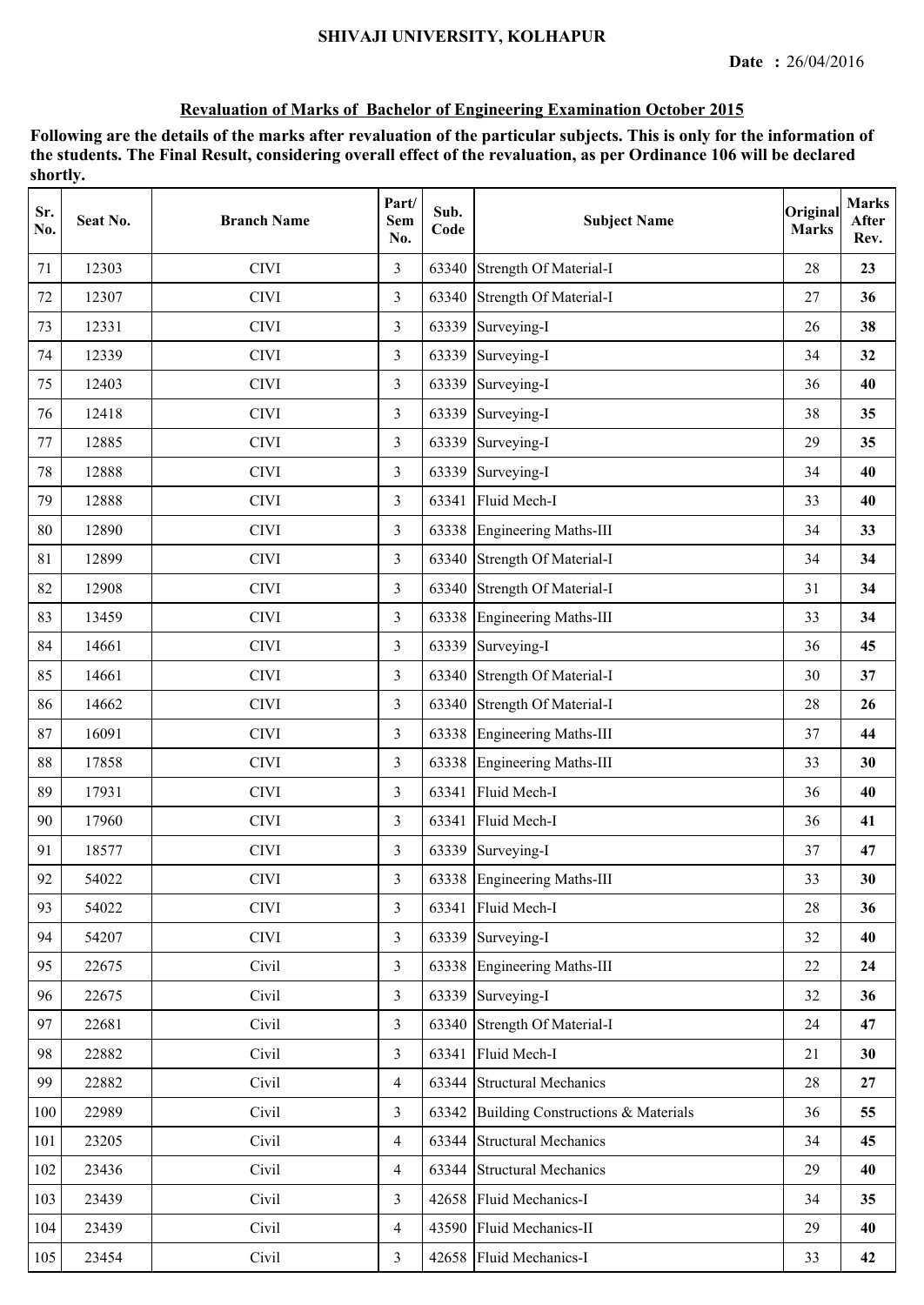SHIVAJI UNIVERSITY, KOLHAPUR

**Date :** 26/04/2016

## Revaluation of Marks of Bachelor of Engineering Examination October 2015

**Following are the details of the marks after revaluation of the particular subjects. This is only for the information of the students. The Final Result, considering overall effect of the revaluation, as per Ordinance 106 will be declared shortly.**

| Sr. No. | Seat No. | Branch Name | Part/ Sem No. | Sub. Code | Subject Name | Original Marks | Marks After Rev. |
|---|---|---|---|---|---|---|---|
| 71 | 12303 | CIVI | 3 | 63340 | Strength Of Material-I | 28 | **23** |
| 72 | 12307 | CIVI | 3 | 63340 | Strength Of Material-I | 27 | **36** |
| 73 | 12331 | CIVI | 3 | 63339 | Surveying-I | 26 | **38** |
| 74 | 12339 | CIVI | 3 | 63339 | Surveying-I | 34 | **32** |
| 75 | 12403 | CIVI | 3 | 63339 | Surveying-I | 36 | **40** |
| 76 | 12418 | CIVI | 3 | 63339 | Surveying-I | 38 | **35** |
| 77 | 12885 | CIVI | 3 | 63339 | Surveying-I | 29 | **35** |
| 78 | 12888 | CIVI | 3 | 63339 | Surveying-I | 34 | **40** |
| 79 | 12888 | CIVI | 3 | 63341 | Fluid Mech-I | 33 | **40** |
| 80 | 12890 | CIVI | 3 | 63338 | Engineering Maths-III | 34 | **33** |
| 81 | 12899 | CIVI | 3 | 63340 | Strength Of Material-I | 34 | **34** |
| 82 | 12908 | CIVI | 3 | 63340 | Strength Of Material-I | 31 | **34** |
| 83 | 13459 | CIVI | 3 | 63338 | Engineering Maths-III | 33 | **34** |
| 84 | 14661 | CIVI | 3 | 63339 | Surveying-I | 36 | **45** |
| 85 | 14661 | CIVI | 3 | 63340 | Strength Of Material-I | 30 | **37** |
| 86 | 14662 | CIVI | 3 | 63340 | Strength Of Material-I | 28 | **26** |
| 87 | 16091 | CIVI | 3 | 63338 | Engineering Maths-III | 37 | **44** |
| 88 | 17858 | CIVI | 3 | 63338 | Engineering Maths-III | 33 | **30** |
| 89 | 17931 | CIVI | 3 | 63341 | Fluid Mech-I | 36 | **40** |
| 90 | 17960 | CIVI | 3 | 63341 | Fluid Mech-I | 36 | **41** |
| 91 | 18577 | CIVI | 3 | 63339 | Surveying-I | 37 | **47** |
| 92 | 54022 | CIVI | 3 | 63338 | Engineering Maths-III | 33 | **30** |
| 93 | 54022 | CIVI | 3 | 63341 | Fluid Mech-I | 28 | **36** |
| 94 | 54207 | CIVI | 3 | 63339 | Surveying-I | 32 | **40** |
| 95 | 22675 | Civil | 3 | 63338 | Engineering Maths-III | 22 | **24** |
| 96 | 22675 | Civil | 3 | 63339 | Surveying-I | 32 | **36** |
| 97 | 22681 | Civil | 3 | 63340 | Strength Of Material-I | 24 | **47** |
| 98 | 22882 | Civil | 3 | 63341 | Fluid Mech-I | 21 | **30** |
| 99 | 22882 | Civil | 4 | 63344 | Structural Mechanics | 28 | **27** |
| 100 | 22989 | Civil | 3 | 63342 | Building Constructions & Materials | 36 | **55** |
| 101 | 23205 | Civil | 4 | 63344 | Structural Mechanics | 34 | **45** |
| 102 | 23436 | Civil | 4 | 63344 | Structural Mechanics | 29 | **40** |
| 103 | 23439 | Civil | 3 | 42658 | Fluid Mechanics-I | 34 | **35** |
| 104 | 23439 | Civil | 4 | 43590 | Fluid Mechanics-II | 29 | **40** |
| 105 | 23454 | Civil | 3 | 42658 | Fluid Mechanics-I | 33 | **42** |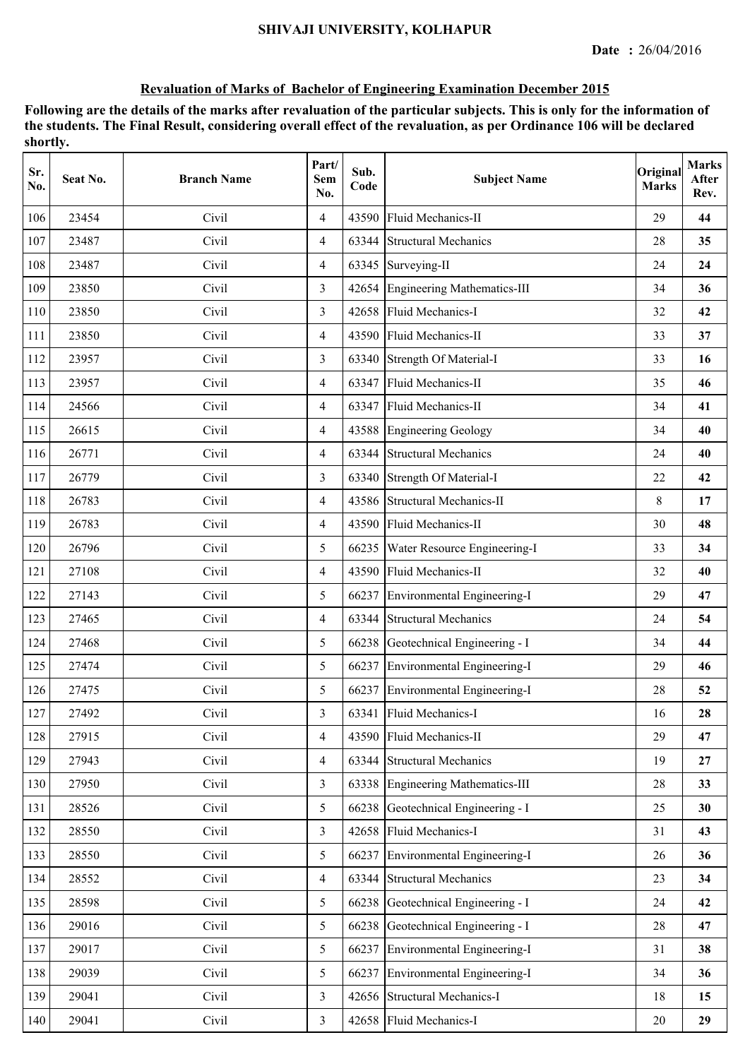**SHIVAJI UNIVERSITY, KOLHAPUR**

**Date :** 26/04/2016

**Revaluation of Marks of Bachelor of Engineering Examination December 2015**

**Following are the details of the marks after revaluation of the particular subjects. This is only for the information of the students. The Final Result, considering overall effect of the revaluation, as per Ordinance 106 will be declared shortly.**

| Sr. No. | Seat No. | Branch Name | Part/ Sem No. | Sub. Code | Subject Name | Original Marks | Marks After Rev. |
|---|---|---|---|---|---|---|---|
| 106 | 23454 | Civil | 4 | 43590 | Fluid Mechanics-II | 29 | **44** |
| 107 | 23487 | Civil | 4 | 63344 | Structural Mechanics | 28 | **35** |
| 108 | 23487 | Civil | 4 | 63345 | Surveying-II | 24 | **24** |
| 109 | 23850 | Civil | 3 | 42654 | Engineering Mathematics-III | 34 | **36** |
| 110 | 23850 | Civil | 3 | 42658 | Fluid Mechanics-I | 32 | **42** |
| 111 | 23850 | Civil | 4 | 43590 | Fluid Mechanics-II | 33 | **37** |
| 112 | 23957 | Civil | 3 | 63340 | Strength Of Material-I | 33 | **16** |
| 113 | 23957 | Civil | 4 | 63347 | Fluid Mechanics-II | 35 | **46** |
| 114 | 24566 | Civil | 4 | 63347 | Fluid Mechanics-II | 34 | **41** |
| 115 | 26615 | Civil | 4 | 43588 | Engineering Geology | 34 | **40** |
| 116 | 26771 | Civil | 4 | 63344 | Structural Mechanics | 24 | **40** |
| 117 | 26779 | Civil | 3 | 63340 | Strength Of Material-I | 22 | **42** |
| 118 | 26783 | Civil | 4 | 43586 | Structural Mechanics-II | 8 | **17** |
| 119 | 26783 | Civil | 4 | 43590 | Fluid Mechanics-II | 30 | **48** |
| 120 | 26796 | Civil | 5 | 66235 | Water Resource Engineering-I | 33 | **34** |
| 121 | 27108 | Civil | 4 | 43590 | Fluid Mechanics-II | 32 | **40** |
| 122 | 27143 | Civil | 5 | 66237 | Environmental Engineering-I | 29 | **47** |
| 123 | 27465 | Civil | 4 | 63344 | Structural Mechanics | 24 | **54** |
| 124 | 27468 | Civil | 5 | 66238 | Geotechnical Engineering - I | 34 | **44** |
| 125 | 27474 | Civil | 5 | 66237 | Environmental Engineering-I | 29 | **46** |
| 126 | 27475 | Civil | 5 | 66237 | Environmental Engineering-I | 28 | **52** |
| 127 | 27492 | Civil | 3 | 63341 | Fluid Mechanics-I | 16 | **28** |
| 128 | 27915 | Civil | 4 | 43590 | Fluid Mechanics-II | 29 | **47** |
| 129 | 27943 | Civil | 4 | 63344 | Structural Mechanics | 19 | **27** |
| 130 | 27950 | Civil | 3 | 63338 | Engineering Mathematics-III | 28 | **33** |
| 131 | 28526 | Civil | 5 | 66238 | Geotechnical Engineering - I | 25 | **30** |
| 132 | 28550 | Civil | 3 | 42658 | Fluid Mechanics-I | 31 | **43** |
| 133 | 28550 | Civil | 5 | 66237 | Environmental Engineering-I | 26 | **36** |
| 134 | 28552 | Civil | 4 | 63344 | Structural Mechanics | 23 | **34** |
| 135 | 28598 | Civil | 5 | 66238 | Geotechnical Engineering - I | 24 | **42** |
| 136 | 29016 | Civil | 5 | 66238 | Geotechnical Engineering - I | 28 | **47** |
| 137 | 29017 | Civil | 5 | 66237 | Environmental Engineering-I | 31 | **38** |
| 138 | 29039 | Civil | 5 | 66237 | Environmental Engineering-I | 34 | **36** |
| 139 | 29041 | Civil | 3 | 42656 | Structural Mechanics-I | 18 | **15** |
| 140 | 29041 | Civil | 3 | 42658 | Fluid Mechanics-I | 20 | **29** |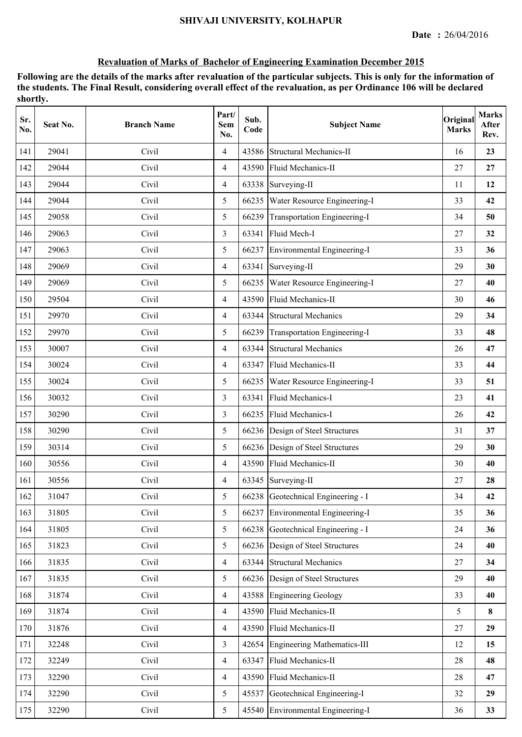SHIVAJI UNIVERSITY, KOLHAPUR

**Date :** 26/04/2016

## Revaluation of Marks of Bachelor of Engineering Examination December 2015

**Following are the details of the marks after revaluation of the particular subjects. This is only for the information of the students. The Final Result, considering overall effect of the revaluation, as per Ordinance 106 will be declared shortly.**

| Sr. No. | Seat No. | Branch Name | Part/ Sem No. | Sub. Code | Subject Name | Original Marks | Marks After Rev. |
|---|---|---|---|---|---|---|---|
| 141 | 29041 | Civil | 4 | 43586 | Structural Mechanics-II | 16 | **23** |
| 142 | 29044 | Civil | 4 | 43590 | Fluid Mechanics-II | 27 | **27** |
| 143 | 29044 | Civil | 4 | 63338 | Surveying-II | 11 | **12** |
| 144 | 29044 | Civil | 5 | 66235 | Water Resource Engineering-I | 33 | **42** |
| 145 | 29058 | Civil | 5 | 66239 | Transportation Engineering-I | 34 | **50** |
| 146 | 29063 | Civil | 3 | 63341 | Fluid Mech-I | 27 | **32** |
| 147 | 29063 | Civil | 5 | 66237 | Environmental Engineering-I | 33 | **36** |
| 148 | 29069 | Civil | 4 | 63341 | Surveying-II | 29 | **30** |
| 149 | 29069 | Civil | 5 | 66235 | Water Resource Engineering-I | 27 | **40** |
| 150 | 29504 | Civil | 4 | 43590 | Fluid Mechanics-II | 30 | **46** |
| 151 | 29970 | Civil | 4 | 63344 | Structural Mechanics | 29 | **34** |
| 152 | 29970 | Civil | 5 | 66239 | Transportation Engineering-I | 33 | **48** |
| 153 | 30007 | Civil | 4 | 63344 | Structural Mechanics | 26 | **47** |
| 154 | 30024 | Civil | 4 | 63347 | Fluid Mechanics-II | 33 | **44** |
| 155 | 30024 | Civil | 5 | 66235 | Water Resource Engineering-I | 33 | **51** |
| 156 | 30032 | Civil | 3 | 63341 | Fluid Mechanics-I | 23 | **41** |
| 157 | 30290 | Civil | 3 | 66235 | Fluid Mechanics-I | 26 | **42** |
| 158 | 30290 | Civil | 5 | 66236 | Design of Steel Structures | 31 | **37** |
| 159 | 30314 | Civil | 5 | 66236 | Design of Steel Structures | 29 | **30** |
| 160 | 30556 | Civil | 4 | 43590 | Fluid Mechanics-II | 30 | **40** |
| 161 | 30556 | Civil | 4 | 63345 | Surveying-II | 27 | **28** |
| 162 | 31047 | Civil | 5 | 66238 | Geotechnical Engineering - I | 34 | **42** |
| 163 | 31805 | Civil | 5 | 66237 | Environmental Engineering-I | 35 | **36** |
| 164 | 31805 | Civil | 5 | 66238 | Geotechnical Engineering - I | 24 | **36** |
| 165 | 31823 | Civil | 5 | 66236 | Design of Steel Structures | 24 | **40** |
| 166 | 31835 | Civil | 4 | 63344 | Structural Mechanics | 27 | **34** |
| 167 | 31835 | Civil | 5 | 66236 | Design of Steel Structures | 29 | **40** |
| 168 | 31874 | Civil | 4 | 43588 | Engineering Geology | 33 | **40** |
| 169 | 31874 | Civil | 4 | 43590 | Fluid Mechanics-II | 5 | **8** |
| 170 | 31876 | Civil | 4 | 43590 | Fluid Mechanics-II | 27 | **29** |
| 171 | 32248 | Civil | 3 | 42654 | Engineering Mathematics-III | 12 | **15** |
| 172 | 32249 | Civil | 4 | 63347 | Fluid Mechanics-II | 28 | **48** |
| 173 | 32290 | Civil | 4 | 43590 | Fluid Mechanics-II | 28 | **47** |
| 174 | 32290 | Civil | 5 | 45537 | Geotechnical Engineering-I | 32 | **29** |
| 175 | 32290 | Civil | 5 | 45540 | Environmental Engineering-I | 36 | **33** |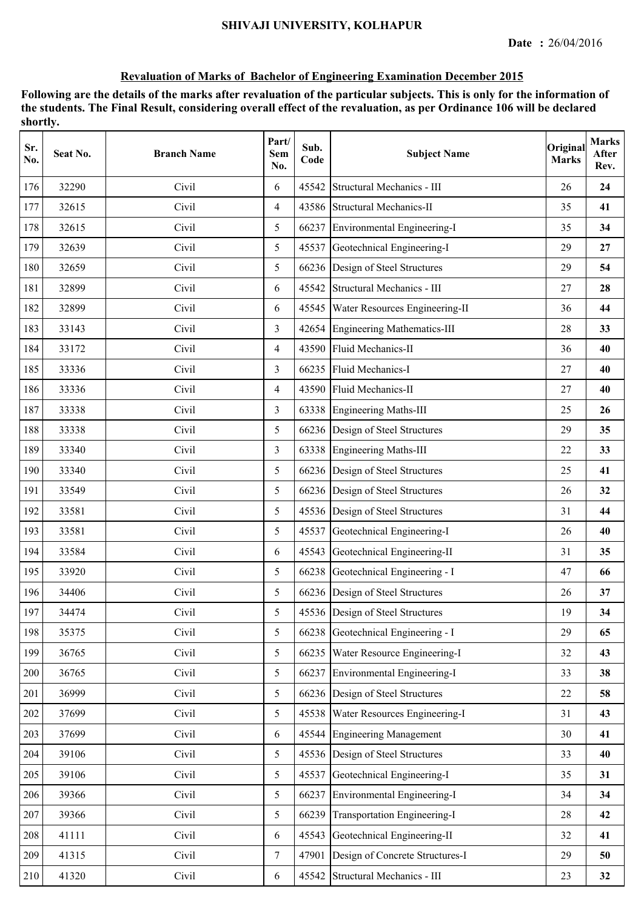SHIVAJI UNIVERSITY, KOLHAPUR

**Date :** 26/04/2016

## Revaluation of Marks of Bachelor of Engineering Examination December 2015

**Following are the details of the marks after revaluation of the particular subjects. This is only for the information of the students. The Final Result, considering overall effect of the revaluation, as per Ordinance 106 will be declared shortly.**

| Sr. No. | Seat No. | Branch Name | Part/ Sem No. | Sub. Code | Subject Name | Original Marks | Marks After Rev. |
|---|---|---|---|---|---|---|---|
| 176 | 32290 | Civil | 6 | 45542 | Structural Mechanics - III | 26 | **24** |
| 177 | 32615 | Civil | 4 | 43586 | Structural Mechanics-II | 35 | **41** |
| 178 | 32615 | Civil | 5 | 66237 | Environmental Engineering-I | 35 | **34** |
| 179 | 32639 | Civil | 5 | 45537 | Geotechnical Engineering-I | 29 | **27** |
| 180 | 32659 | Civil | 5 | 66236 | Design of Steel Structures | 29 | **54** |
| 181 | 32899 | Civil | 6 | 45542 | Structural Mechanics - III | 27 | **28** |
| 182 | 32899 | Civil | 6 | 45545 | Water Resources Engineering-II | 36 | **44** |
| 183 | 33143 | Civil | 3 | 42654 | Engineering Mathematics-III | 28 | **33** |
| 184 | 33172 | Civil | 4 | 43590 | Fluid Mechanics-II | 36 | **40** |
| 185 | 33336 | Civil | 3 | 66235 | Fluid Mechanics-I | 27 | **40** |
| 186 | 33336 | Civil | 4 | 43590 | Fluid Mechanics-II | 27 | **40** |
| 187 | 33338 | Civil | 3 | 63338 | Engineering Maths-III | 25 | **26** |
| 188 | 33338 | Civil | 5 | 66236 | Design of Steel Structures | 29 | **35** |
| 189 | 33340 | Civil | 3 | 63338 | Engineering Maths-III | 22 | **33** |
| 190 | 33340 | Civil | 5 | 66236 | Design of Steel Structures | 25 | **41** |
| 191 | 33549 | Civil | 5 | 66236 | Design of Steel Structures | 26 | **32** |
| 192 | 33581 | Civil | 5 | 45536 | Design of Steel Structures | 31 | **44** |
| 193 | 33581 | Civil | 5 | 45537 | Geotechnical Engineering-I | 26 | **40** |
| 194 | 33584 | Civil | 6 | 45543 | Geotechnical Engineering-II | 31 | **35** |
| 195 | 33920 | Civil | 5 | 66238 | Geotechnical Engineering - I | 47 | **66** |
| 196 | 34406 | Civil | 5 | 66236 | Design of Steel Structures | 26 | **37** |
| 197 | 34474 | Civil | 5 | 45536 | Design of Steel Structures | 19 | **34** |
| 198 | 35375 | Civil | 5 | 66238 | Geotechnical Engineering - I | 29 | **65** |
| 199 | 36765 | Civil | 5 | 66235 | Water Resource Engineering-I | 32 | **43** |
| 200 | 36765 | Civil | 5 | 66237 | Environmental Engineering-I | 33 | **38** |
| 201 | 36999 | Civil | 5 | 66236 | Design of Steel Structures | 22 | **58** |
| 202 | 37699 | Civil | 5 | 45538 | Water Resources Engineering-I | 31 | **43** |
| 203 | 37699 | Civil | 6 | 45544 | Engineering Management | 30 | **41** |
| 204 | 39106 | Civil | 5 | 45536 | Design of Steel Structures | 33 | **40** |
| 205 | 39106 | Civil | 5 | 45537 | Geotechnical Engineering-I | 35 | **31** |
| 206 | 39366 | Civil | 5 | 66237 | Environmental Engineering-I | 34 | **34** |
| 207 | 39366 | Civil | 5 | 66239 | Transportation Engineering-I | 28 | **42** |
| 208 | 41111 | Civil | 6 | 45543 | Geotechnical Engineering-II | 32 | **41** |
| 209 | 41315 | Civil | 7 | 47901 | Design of Concrete Structures-I | 29 | **50** |
| 210 | 41320 | Civil | 6 | 45542 | Structural Mechanics - III | 23 | **32** |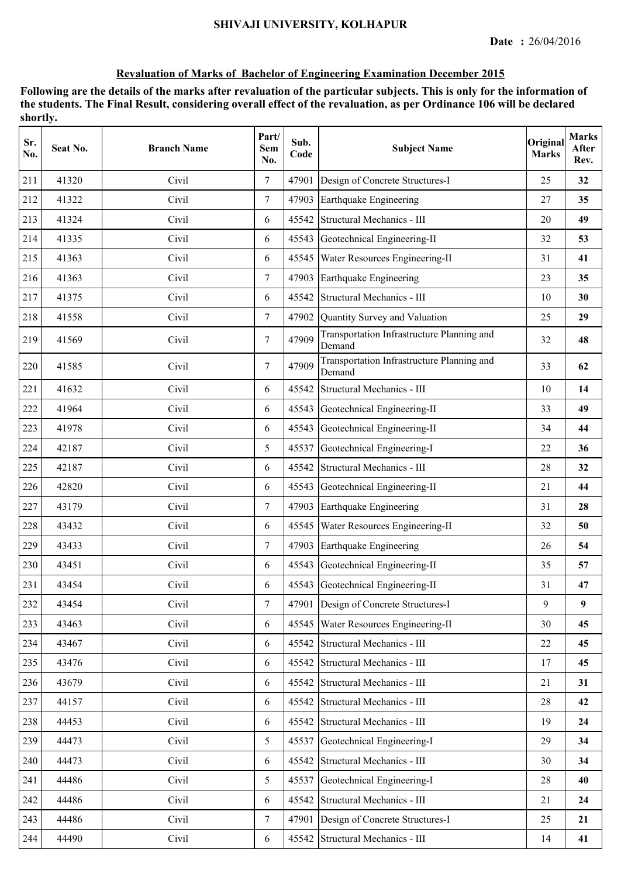SHIVAJI UNIVERSITY, KOLHAPUR

**Date :** 26/04/2016

## Revaluation of Marks of Bachelor of Engineering Examination December 2015

**Following are the details of the marks after revaluation of the particular subjects. This is only for the information of the students. The Final Result, considering overall effect of the revaluation, as per Ordinance 106 will be declared shortly.**

| Sr. No. | Seat No. | Branch Name | Part/ Sem No. | Sub. Code | Subject Name | Original Marks | Marks After Rev. |
|---|---|---|---|---|---|---|---|
| 211 | 41320 | Civil | 7 | 47901 | Design of Concrete Structures-I | 25 | **32** |
| 212 | 41322 | Civil | 7 | 47903 | Earthquake Engineering | 27 | **35** |
| 213 | 41324 | Civil | 6 | 45542 | Structural Mechanics - III | 20 | **49** |
| 214 | 41335 | Civil | 6 | 45543 | Geotechnical Engineering-II | 32 | **53** |
| 215 | 41363 | Civil | 6 | 45545 | Water Resources Engineering-II | 31 | **41** |
| 216 | 41363 | Civil | 7 | 47903 | Earthquake Engineering | 23 | **35** |
| 217 | 41375 | Civil | 6 | 45542 | Structural Mechanics - III | 10 | **30** |
| 218 | 41558 | Civil | 7 | 47902 | Quantity Survey and Valuation | 25 | **29** |
| 219 | 41569 | Civil | 7 | 47909 | Transportation Infrastructure Planning and Demand | 32 | **48** |
| 220 | 41585 | Civil | 7 | 47909 | Transportation Infrastructure Planning and Demand | 33 | **62** |
| 221 | 41632 | Civil | 6 | 45542 | Structural Mechanics - III | 10 | **14** |
| 222 | 41964 | Civil | 6 | 45543 | Geotechnical Engineering-II | 33 | **49** |
| 223 | 41978 | Civil | 6 | 45543 | Geotechnical Engineering-II | 34 | **44** |
| 224 | 42187 | Civil | 5 | 45537 | Geotechnical Engineering-I | 22 | **36** |
| 225 | 42187 | Civil | 6 | 45542 | Structural Mechanics - III | 28 | **32** |
| 226 | 42820 | Civil | 6 | 45543 | Geotechnical Engineering-II | 21 | **44** |
| 227 | 43179 | Civil | 7 | 47903 | Earthquake Engineering | 31 | **28** |
| 228 | 43432 | Civil | 6 | 45545 | Water Resources Engineering-II | 32 | **50** |
| 229 | 43433 | Civil | 7 | 47903 | Earthquake Engineering | 26 | **54** |
| 230 | 43451 | Civil | 6 | 45543 | Geotechnical Engineering-II | 35 | **57** |
| 231 | 43454 | Civil | 6 | 45543 | Geotechnical Engineering-II | 31 | **47** |
| 232 | 43454 | Civil | 7 | 47901 | Design of Concrete Structures-I | 9 | **9** |
| 233 | 43463 | Civil | 6 | 45545 | Water Resources Engineering-II | 30 | **45** |
| 234 | 43467 | Civil | 6 | 45542 | Structural Mechanics - III | 22 | **45** |
| 235 | 43476 | Civil | 6 | 45542 | Structural Mechanics - III | 17 | **45** |
| 236 | 43679 | Civil | 6 | 45542 | Structural Mechanics - III | 21 | **31** |
| 237 | 44157 | Civil | 6 | 45542 | Structural Mechanics - III | 28 | **42** |
| 238 | 44453 | Civil | 6 | 45542 | Structural Mechanics - III | 19 | **24** |
| 239 | 44473 | Civil | 5 | 45537 | Geotechnical Engineering-I | 29 | **34** |
| 240 | 44473 | Civil | 6 | 45542 | Structural Mechanics - III | 30 | **34** |
| 241 | 44486 | Civil | 5 | 45537 | Geotechnical Engineering-I | 28 | **40** |
| 242 | 44486 | Civil | 6 | 45542 | Structural Mechanics - III | 21 | **24** |
| 243 | 44486 | Civil | 7 | 47901 | Design of Concrete Structures-I | 25 | **21** |
| 244 | 44490 | Civil | 6 | 45542 | Structural Mechanics - III | 14 | **41** |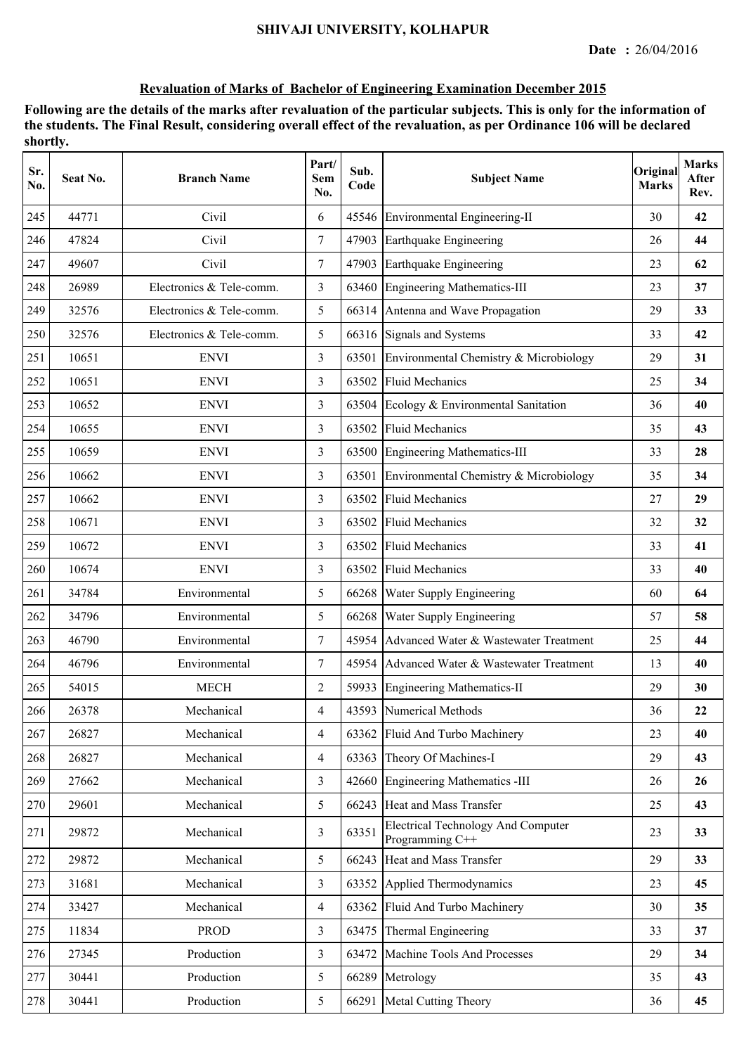**SHIVAJI UNIVERSITY, KOLHAPUR**

**Date : 26/04/2016**

## Revaluation of Marks of Bachelor of Engineering Examination December 2015

**Following are the details of the marks after revaluation of the particular subjects. This is only for the information of the students. The Final Result, considering overall effect of the revaluation, as per Ordinance 106 will be declared shortly.**

| Sr. No. | Seat No. | Branch Name | Part/ Sem No. | Sub. Code | Subject Name | Original Marks | Marks After Rev. |
|---|---|---|---|---|---|---|---|
| 245 | 44771 | Civil | 6 | 45546 | Environmental Engineering-II | 30 | **42** |
| 246 | 47824 | Civil | 7 | 47903 | Earthquake Engineering | 26 | **44** |
| 247 | 49607 | Civil | 7 | 47903 | Earthquake Engineering | 23 | **62** |
| 248 | 26989 | Electronics & Tele-comm. | 3 | 63460 | Engineering Mathematics-III | 23 | **37** |
| 249 | 32576 | Electronics & Tele-comm. | 5 | 66314 | Antenna and Wave Propagation | 29 | **33** |
| 250 | 32576 | Electronics & Tele-comm. | 5 | 66316 | Signals and Systems | 33 | **42** |
| 251 | 10651 | ENVI | 3 | 63501 | Environmental Chemistry & Microbiology | 29 | **31** |
| 252 | 10651 | ENVI | 3 | 63502 | Fluid Mechanics | 25 | **34** |
| 253 | 10652 | ENVI | 3 | 63504 | Ecology & Environmental Sanitation | 36 | **40** |
| 254 | 10655 | ENVI | 3 | 63502 | Fluid Mechanics | 35 | **43** |
| 255 | 10659 | ENVI | 3 | 63500 | Engineering Mathematics-III | 33 | **28** |
| 256 | 10662 | ENVI | 3 | 63501 | Environmental Chemistry & Microbiology | 35 | **34** |
| 257 | 10662 | ENVI | 3 | 63502 | Fluid Mechanics | 27 | **29** |
| 258 | 10671 | ENVI | 3 | 63502 | Fluid Mechanics | 32 | **32** |
| 259 | 10672 | ENVI | 3 | 63502 | Fluid Mechanics | 33 | **41** |
| 260 | 10674 | ENVI | 3 | 63502 | Fluid Mechanics | 33 | **40** |
| 261 | 34784 | Environmental | 5 | 66268 | Water Supply Engineering | 60 | **64** |
| 262 | 34796 | Environmental | 5 | 66268 | Water Supply Engineering | 57 | **58** |
| 263 | 46790 | Environmental | 7 | 45954 | Advanced Water & Wastewater Treatment | 25 | **44** |
| 264 | 46796 | Environmental | 7 | 45954 | Advanced Water & Wastewater Treatment | 13 | **40** |
| 265 | 54015 | MECH | 2 | 59933 | Engineering Mathematics-II | 29 | **30** |
| 266 | 26378 | Mechanical | 4 | 43593 | Numerical Methods | 36 | **22** |
| 267 | 26827 | Mechanical | 4 | 63362 | Fluid And Turbo Machinery | 23 | **40** |
| 268 | 26827 | Mechanical | 4 | 63363 | Theory Of Machines-I | 29 | **43** |
| 269 | 27662 | Mechanical | 3 | 42660 | Engineering Mathematics -III | 26 | **26** |
| 270 | 29601 | Mechanical | 5 | 66243 | Heat and Mass Transfer | 25 | **43** |
| 271 | 29872 | Mechanical | 3 | 63351 | Electrical Technology And Computer Programming C++ | 23 | **33** |
| 272 | 29872 | Mechanical | 5 | 66243 | Heat and Mass Transfer | 29 | **33** |
| 273 | 31681 | Mechanical | 3 | 63352 | Applied Thermodynamics | 23 | **45** |
| 274 | 33427 | Mechanical | 4 | 63362 | Fluid And Turbo Machinery | 30 | **35** |
| 275 | 11834 | PROD | 3 | 63475 | Thermal Engineering | 33 | **37** |
| 276 | 27345 | Production | 3 | 63472 | Machine Tools And Processes | 29 | **34** |
| 277 | 30441 | Production | 5 | 66289 | Metrology | 35 | **43** |
| 278 | 30441 | Production | 5 | 66291 | Metal Cutting Theory | 36 | **45** |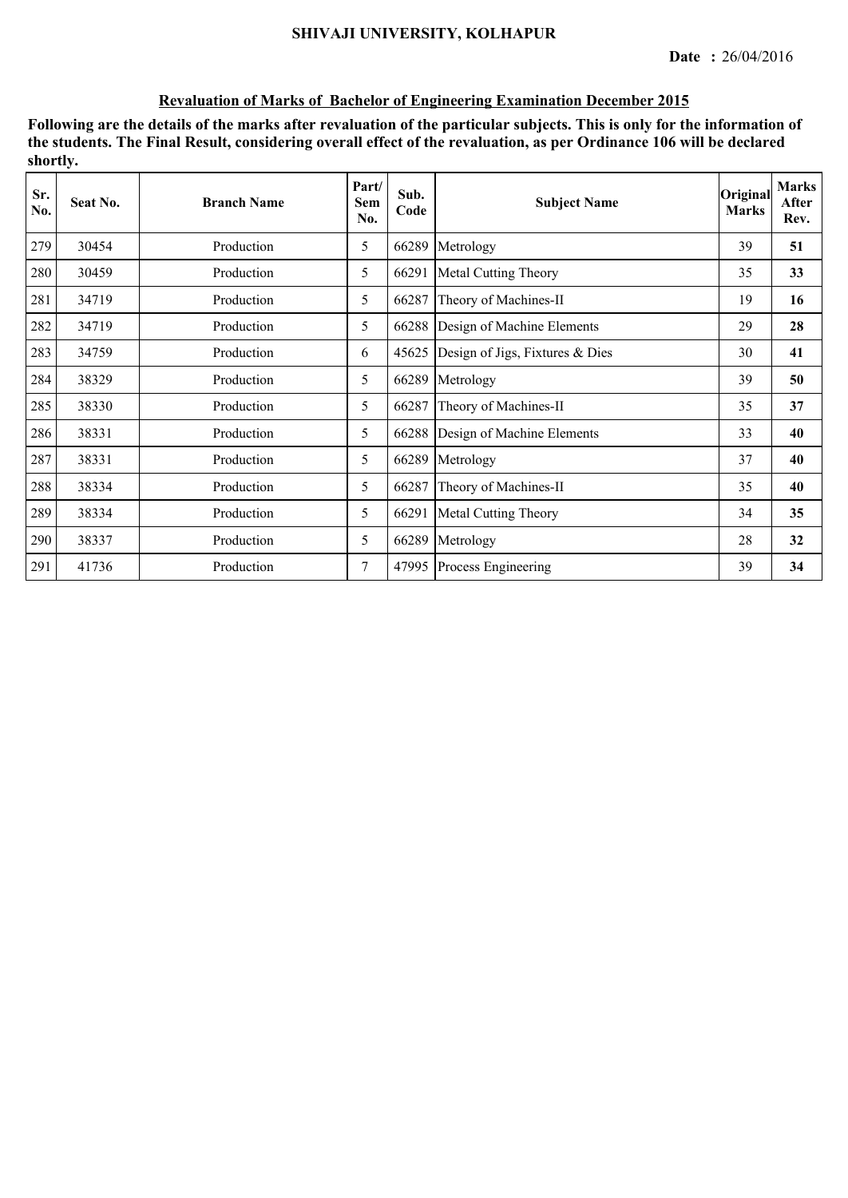# SHIVAJI UNIVERSITY, KOLHAPUR

**Date :** 26/04/2016

## Revaluation of Marks of Bachelor of Engineering Examination December 2015

**Following are the details of the marks after revaluation of the particular subjects. This is only for the information of the students. The Final Result, considering overall effect of the revaluation, as per Ordinance 106 will be declared shortly.**

| Sr. No. | Seat No. | Branch Name | Part/ Sem No. | Sub. Code | Subject Name | Original Marks | Marks After Rev. |
|---|---|---|---|---|---|---|---|
| 279 | 30454 | Production | 5 | 66289 | Metrology | 39 | **51** |
| 280 | 30459 | Production | 5 | 66291 | Metal Cutting Theory | 35 | **33** |
| 281 | 34719 | Production | 5 | 66287 | Theory of Machines-II | 19 | **16** |
| 282 | 34719 | Production | 5 | 66288 | Design of Machine Elements | 29 | **28** |
| 283 | 34759 | Production | 6 | 45625 | Design of Jigs, Fixtures & Dies | 30 | **41** |
| 284 | 38329 | Production | 5 | 66289 | Metrology | 39 | **50** |
| 285 | 38330 | Production | 5 | 66287 | Theory of Machines-II | 35 | **37** |
| 286 | 38331 | Production | 5 | 66288 | Design of Machine Elements | 33 | **40** |
| 287 | 38331 | Production | 5 | 66289 | Metrology | 37 | **40** |
| 288 | 38334 | Production | 5 | 66287 | Theory of Machines-II | 35 | **40** |
| 289 | 38334 | Production | 5 | 66291 | Metal Cutting Theory | 34 | **35** |
| 290 | 38337 | Production | 5 | 66289 | Metrology | 28 | **32** |
| 291 | 41736 | Production | 7 | 47995 | Process Engineering | 39 | **34** |